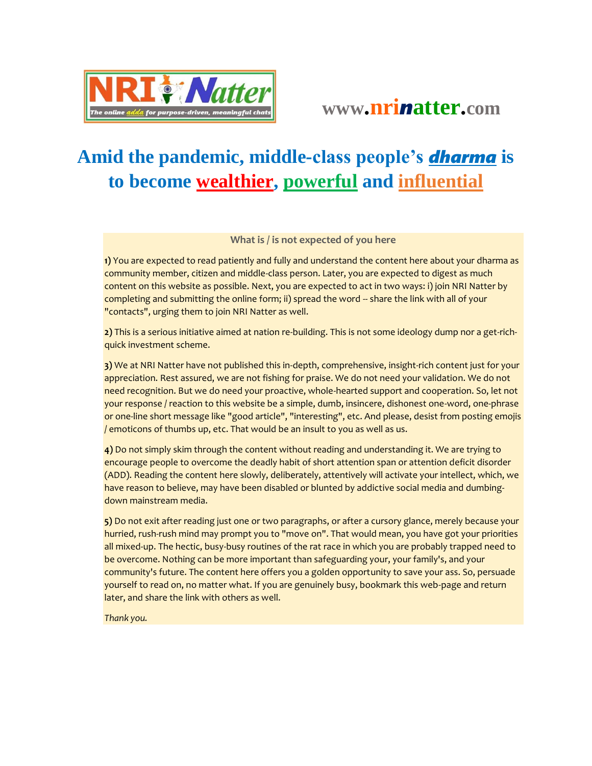NRI Natter — The online *adda* for purpose-driven, meaningful chats

www.nrinatter.com

# Amid the pandemic, middle-class people's *dharma* is to become wealthier, powerful and influential

**What is / is not expected of you here**

**1)** You are expected to read patiently and fully and understand the content here about your dharma as community member, citizen and middle-class person. Later, you are expected to digest as much content on this website as possible. Next, you are expected to act in two ways: i) join NRI Natter by completing and submitting the online form; ii) spread the word -- share the link with all of your "contacts", urging them to join NRI Natter as well.

**2)** This is a serious initiative aimed at nation re-building. This is not some ideology dump nor a get-rich-quick investment scheme.

**3)** We at NRI Natter have not published this in-depth, comprehensive, insight-rich content just for your appreciation. Rest assured, we are not fishing for praise. We do not need your validation. We do not need recognition. But we do need your proactive, whole-hearted support and cooperation. So, let not your response / reaction to this website be a simple, dumb, insincere, dishonest one-word, one-phrase or one-line short message like "good article", "interesting", etc. And please, desist from posting emojis / emoticons of thumbs up, etc. That would be an insult to you as well as us.

**4)** Do not simply skim through the content without reading and understanding it. We are trying to encourage people to overcome the deadly habit of short attention span or attention deficit disorder (ADD). Reading the content here slowly, deliberately, attentively will activate your intellect, which, we have reason to believe, may have been disabled or blunted by addictive social media and dumbing-down mainstream media.

**5)** Do not exit after reading just one or two paragraphs, or after a cursory glance, merely because your hurried, rush-rush mind may prompt you to "move on". That would mean, you have got your priorities all mixed-up. The hectic, busy-busy routines of the rat race in which you are probably trapped need to be overcome. Nothing can be more important than safeguarding your, your family's, and your community's future. The content here offers you a golden opportunity to save your ass. So, persuade yourself to read on, no matter what. If you are genuinely busy, bookmark this web-page and return later, and share the link with others as well.

*Thank you.*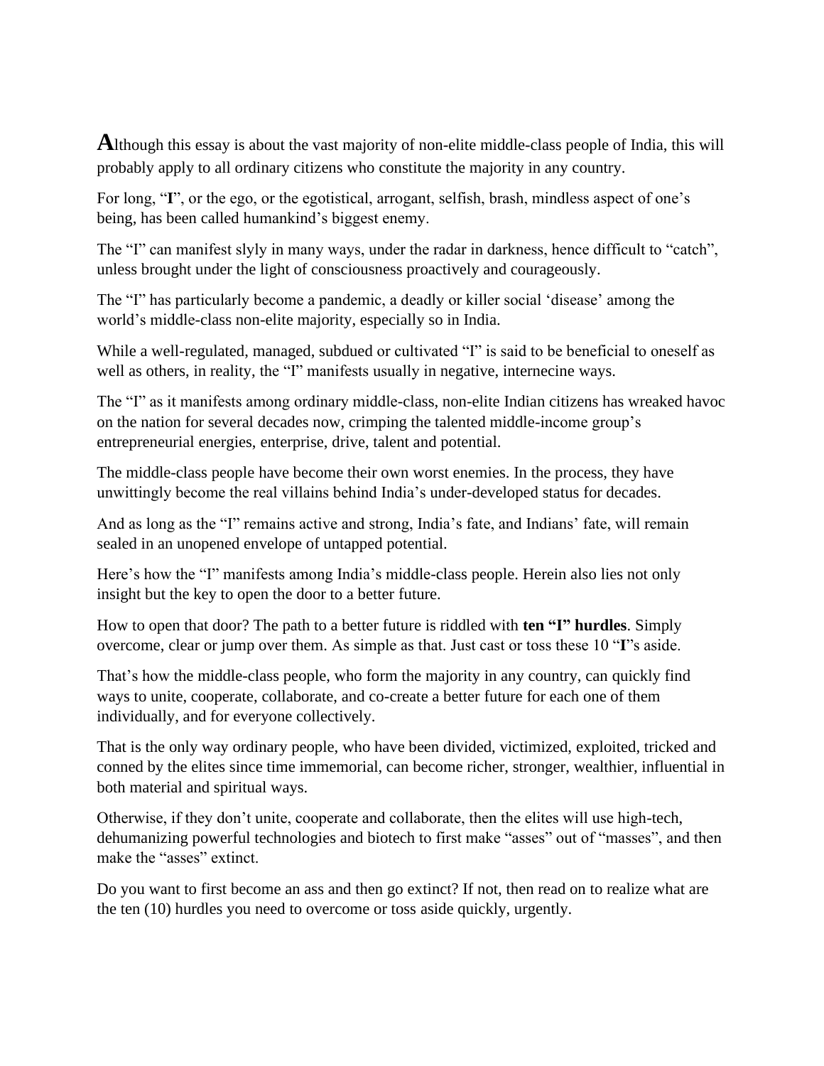**A**lthough this essay is about the vast majority of non-elite middle-class people of India, this will probably apply to all ordinary citizens who constitute the majority in any country.

For long, "**I**", or the ego, or the egotistical, arrogant, selfish, brash, mindless aspect of one's being, has been called humankind's biggest enemy.

The "I" can manifest slyly in many ways, under the radar in darkness, hence difficult to "catch", unless brought under the light of consciousness proactively and courageously.

The "I" has particularly become a pandemic, a deadly or killer social 'disease' among the world's middle-class non-elite majority, especially so in India.

While a well-regulated, managed, subdued or cultivated "I" is said to be beneficial to oneself as well as others, in reality, the "I" manifests usually in negative, internecine ways.

The "I" as it manifests among ordinary middle-class, non-elite Indian citizens has wreaked havoc on the nation for several decades now, crimping the talented middle-income group's entrepreneurial energies, enterprise, drive, talent and potential.

The middle-class people have become their own worst enemies. In the process, they have unwittingly become the real villains behind India's under-developed status for decades.

And as long as the "I" remains active and strong, India's fate, and Indians' fate, will remain sealed in an unopened envelope of untapped potential.

Here's how the "I" manifests among India's middle-class people. Herein also lies not only insight but the key to open the door to a better future.

How to open that door? The path to a better future is riddled with **ten "I" hurdles**. Simply overcome, clear or jump over them. As simple as that. Just cast or toss these 10 "**I**"s aside.

That's how the middle-class people, who form the majority in any country, can quickly find ways to unite, cooperate, collaborate, and co-create a better future for each one of them individually, and for everyone collectively.

That is the only way ordinary people, who have been divided, victimized, exploited, tricked and conned by the elites since time immemorial, can become richer, stronger, wealthier, influential in both material and spiritual ways.

Otherwise, if they don't unite, cooperate and collaborate, then the elites will use high-tech, dehumanizing powerful technologies and biotech to first make "asses" out of "masses", and then make the "asses" extinct.

Do you want to first become an ass and then go extinct? If not, then read on to realize what are the ten (10) hurdles you need to overcome or toss aside quickly, urgently.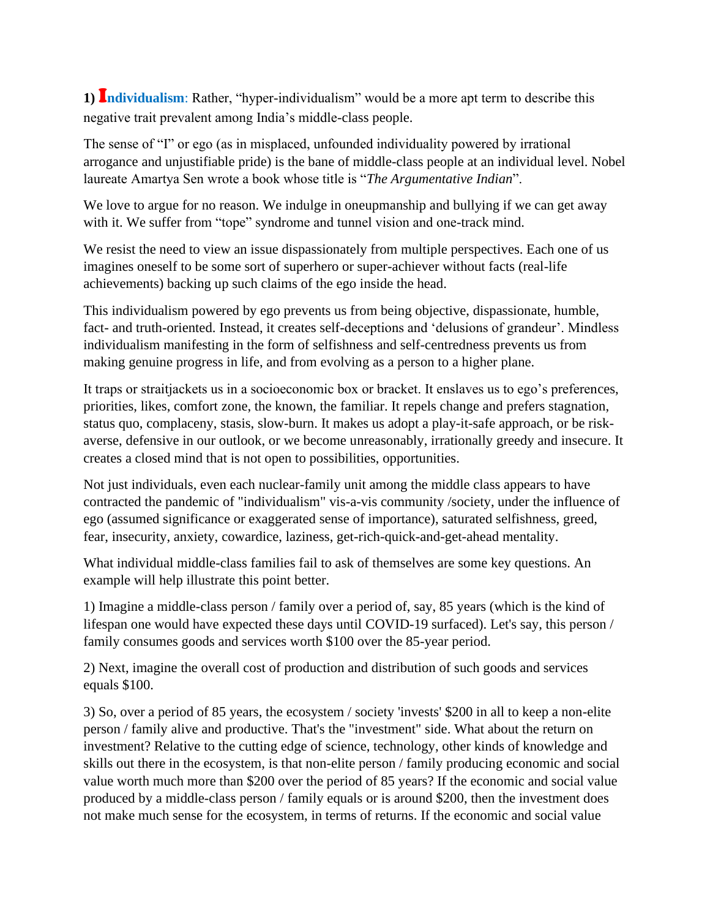**1) Individualism**: Rather, "hyper-individualism" would be a more apt term to describe this negative trait prevalent among India's middle-class people.

The sense of "I" or ego (as in misplaced, unfounded individuality powered by irrational arrogance and unjustifiable pride) is the bane of middle-class people at an individual level. Nobel laureate Amartya Sen wrote a book whose title is "*The Argumentative Indian*".

We love to argue for no reason. We indulge in oneupmanship and bullying if we can get away with it. We suffer from "tope" syndrome and tunnel vision and one-track mind.

We resist the need to view an issue dispassionately from multiple perspectives. Each one of us imagines oneself to be some sort of superhero or super-achiever without facts (real-life achievements) backing up such claims of the ego inside the head.

This individualism powered by ego prevents us from being objective, dispassionate, humble, fact- and truth-oriented. Instead, it creates self-deceptions and 'delusions of grandeur'. Mindless individualism manifesting in the form of selfishness and self-centredness prevents us from making genuine progress in life, and from evolving as a person to a higher plane.

It traps or straitjackets us in a socioeconomic box or bracket. It enslaves us to ego's preferences, priorities, likes, comfort zone, the known, the familiar. It repels change and prefers stagnation, status quo, complaceny, stasis, slow-burn. It makes us adopt a play-it-safe approach, or be risk-averse, defensive in our outlook, or we become unreasonably, irrationally greedy and insecure. It creates a closed mind that is not open to possibilities, opportunities.

Not just individuals, even each nuclear-family unit among the middle class appears to have contracted the pandemic of "individualism" vis-a-vis community /society, under the influence of ego (assumed significance or exaggerated sense of importance), saturated selfishness, greed, fear, insecurity, anxiety, cowardice, laziness, get-rich-quick-and-get-ahead mentality.

What individual middle-class families fail to ask of themselves are some key questions. An example will help illustrate this point better.

1) Imagine a middle-class person / family over a period of, say, 85 years (which is the kind of lifespan one would have expected these days until COVID-19 surfaced). Let's say, this person / family consumes goods and services worth $100 over the 85-year period.

2) Next, imagine the overall cost of production and distribution of such goods and services equals $100.

3) So, over a period of 85 years, the ecosystem / society 'invests' $200 in all to keep a non-elite person / family alive and productive. That's the "investment" side. What about the return on investment? Relative to the cutting edge of science, technology, other kinds of knowledge and skills out there in the ecosystem, is that non-elite person / family producing economic and social value worth much more than $200 over the period of 85 years? If the economic and social value produced by a middle-class person / family equals or is around $200, then the investment does not make much sense for the ecosystem, in terms of returns. If the economic and social value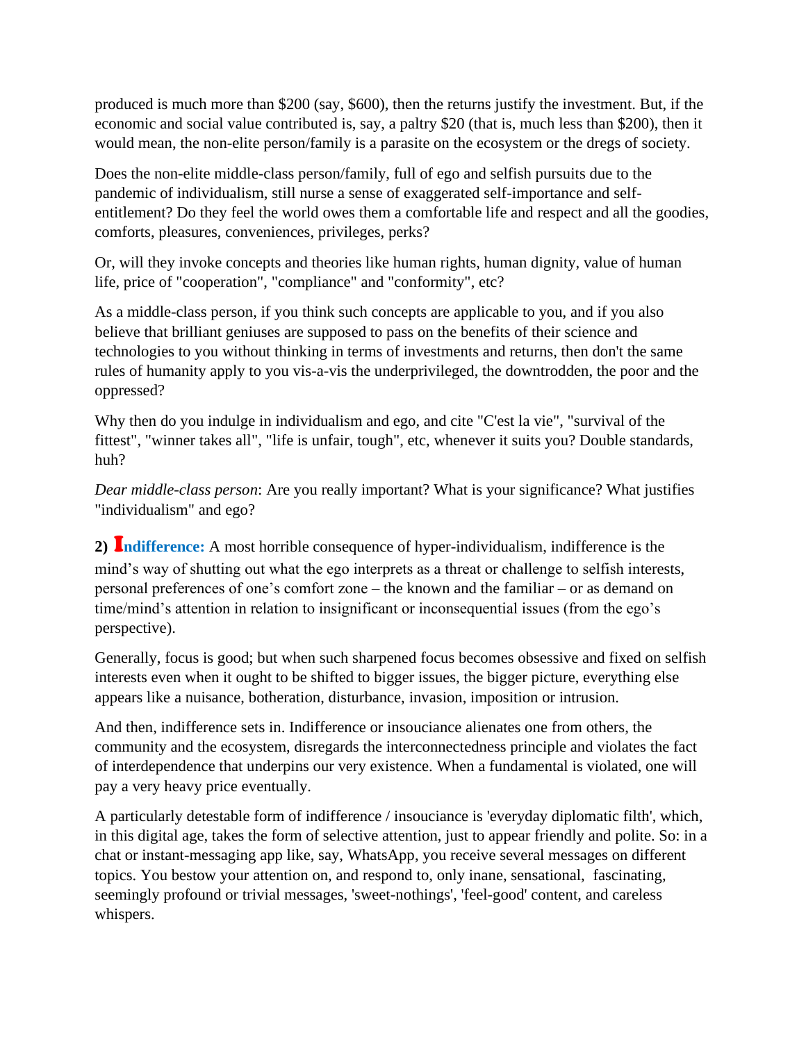produced is much more than $200 (say, $600), then the returns justify the investment. But, if the economic and social value contributed is, say, a paltry $20 (that is, much less than $200), then it would mean, the non-elite person/family is a parasite on the ecosystem or the dregs of society.

Does the non-elite middle-class person/family, full of ego and selfish pursuits due to the pandemic of individualism, still nurse a sense of exaggerated self-importance and self-entitlement? Do they feel the world owes them a comfortable life and respect and all the goodies, comforts, pleasures, conveniences, privileges, perks?

Or, will they invoke concepts and theories like human rights, human dignity, value of human life, price of "cooperation", "compliance" and "conformity", etc?

As a middle-class person, if you think such concepts are applicable to you, and if you also believe that brilliant geniuses are supposed to pass on the benefits of their science and technologies to you without thinking in terms of investments and returns, then don't the same rules of humanity apply to you vis-a-vis the underprivileged, the downtrodden, the poor and the oppressed?

Why then do you indulge in individualism and ego, and cite "C'est la vie", "survival of the fittest", "winner takes all", "life is unfair, tough", etc, whenever it suits you? Double standards, huh?

*Dear middle-class person*: Are you really important? What is your significance? What justifies "individualism" and ego?

**2) Indifference:** A most horrible consequence of hyper-individualism, indifference is the mind's way of shutting out what the ego interprets as a threat or challenge to selfish interests, personal preferences of one's comfort zone – the known and the familiar – or as demand on time/mind's attention in relation to insignificant or inconsequential issues (from the ego's perspective).

Generally, focus is good; but when such sharpened focus becomes obsessive and fixed on selfish interests even when it ought to be shifted to bigger issues, the bigger picture, everything else appears like a nuisance, botheration, disturbance, invasion, imposition or intrusion.

And then, indifference sets in. Indifference or insouciance alienates one from others, the community and the ecosystem, disregards the interconnectedness principle and violates the fact of interdependence that underpins our very existence. When a fundamental is violated, one will pay a very heavy price eventually.

A particularly detestable form of indifference / insouciance is 'everyday diplomatic filth', which, in this digital age, takes the form of selective attention, just to appear friendly and polite. So: in a chat or instant-messaging app like, say, WhatsApp, you receive several messages on different topics. You bestow your attention on, and respond to, only inane, sensational, fascinating, seemingly profound or trivial messages, 'sweet-nothings', 'feel-good' content, and careless whispers.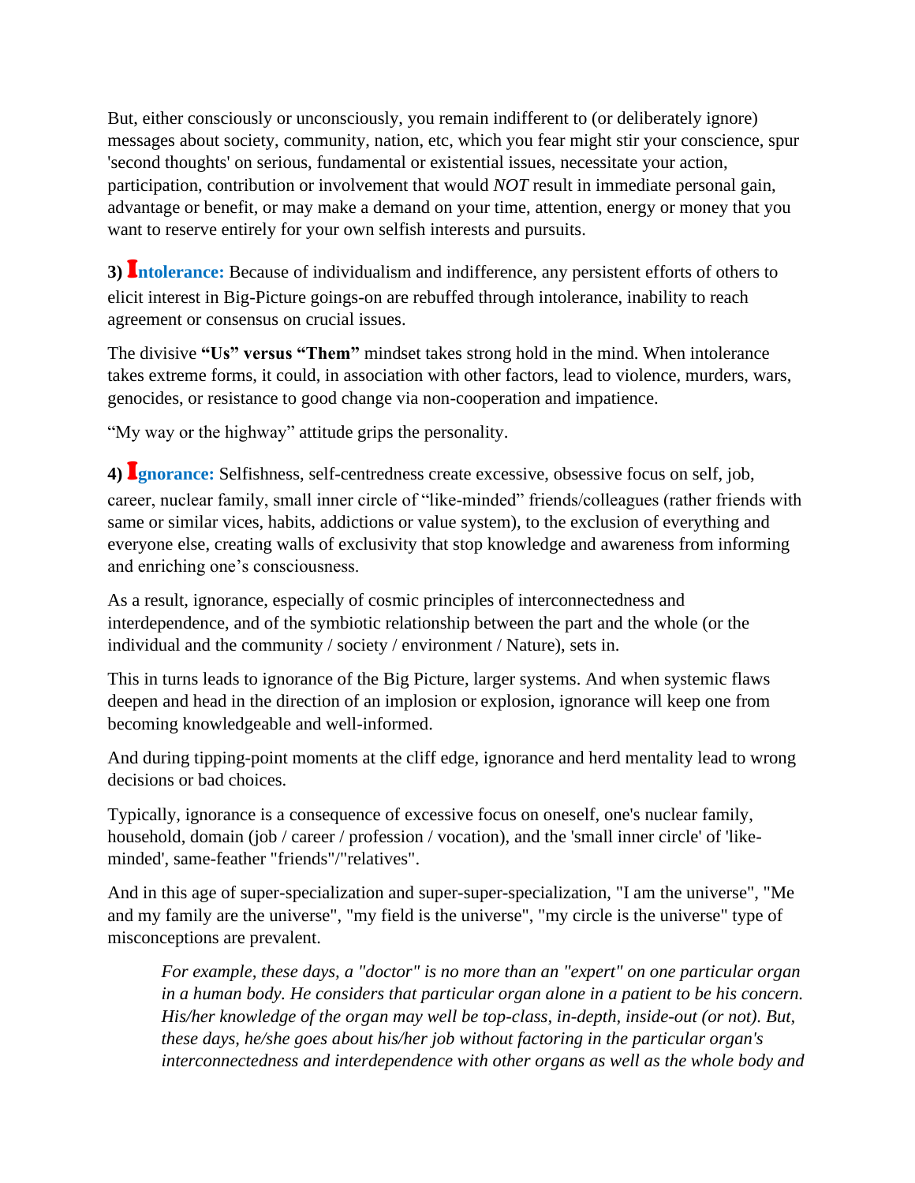But, either consciously or unconsciously, you remain indifferent to (or deliberately ignore) messages about society, community, nation, etc, which you fear might stir your conscience, spur 'second thoughts' on serious, fundamental or existential issues, necessitate your action, participation, contribution or involvement that would *NOT* result in immediate personal gain, advantage or benefit, or may make a demand on your time, attention, energy or money that you want to reserve entirely for your own selfish interests and pursuits.

**3) Intolerance:** Because of individualism and indifference, any persistent efforts of others to elicit interest in Big-Picture goings-on are rebuffed through intolerance, inability to reach agreement or consensus on crucial issues.

The divisive **"Us" versus "Them"** mindset takes strong hold in the mind. When intolerance takes extreme forms, it could, in association with other factors, lead to violence, murders, wars, genocides, or resistance to good change via non-cooperation and impatience.

"My way or the highway" attitude grips the personality.

**4) Ignorance:** Selfishness, self-centredness create excessive, obsessive focus on self, job, career, nuclear family, small inner circle of "like-minded" friends/colleagues (rather friends with same or similar vices, habits, addictions or value system), to the exclusion of everything and everyone else, creating walls of exclusivity that stop knowledge and awareness from informing and enriching one's consciousness.

As a result, ignorance, especially of cosmic principles of interconnectedness and interdependence, and of the symbiotic relationship between the part and the whole (or the individual and the community / society / environment / Nature), sets in.

This in turns leads to ignorance of the Big Picture, larger systems. And when systemic flaws deepen and head in the direction of an implosion or explosion, ignorance will keep one from becoming knowledgeable and well-informed.

And during tipping-point moments at the cliff edge, ignorance and herd mentality lead to wrong decisions or bad choices.

Typically, ignorance is a consequence of excessive focus on oneself, one's nuclear family, household, domain (job / career / profession / vocation), and the 'small inner circle' of 'like-minded', same-feather "friends"/"relatives".

And in this age of super-specialization and super-super-specialization, "I am the universe", "Me and my family are the universe", "my field is the universe", "my circle is the universe" type of misconceptions are prevalent.

> *For example, these days, a "doctor" is no more than an "expert" on one particular organ in a human body. He considers that particular organ alone in a patient to be his concern. His/her knowledge of the organ may well be top-class, in-depth, inside-out (or not). But, these days, he/she goes about his/her job without factoring in the particular organ's interconnectedness and interdependence with other organs as well as the whole body and*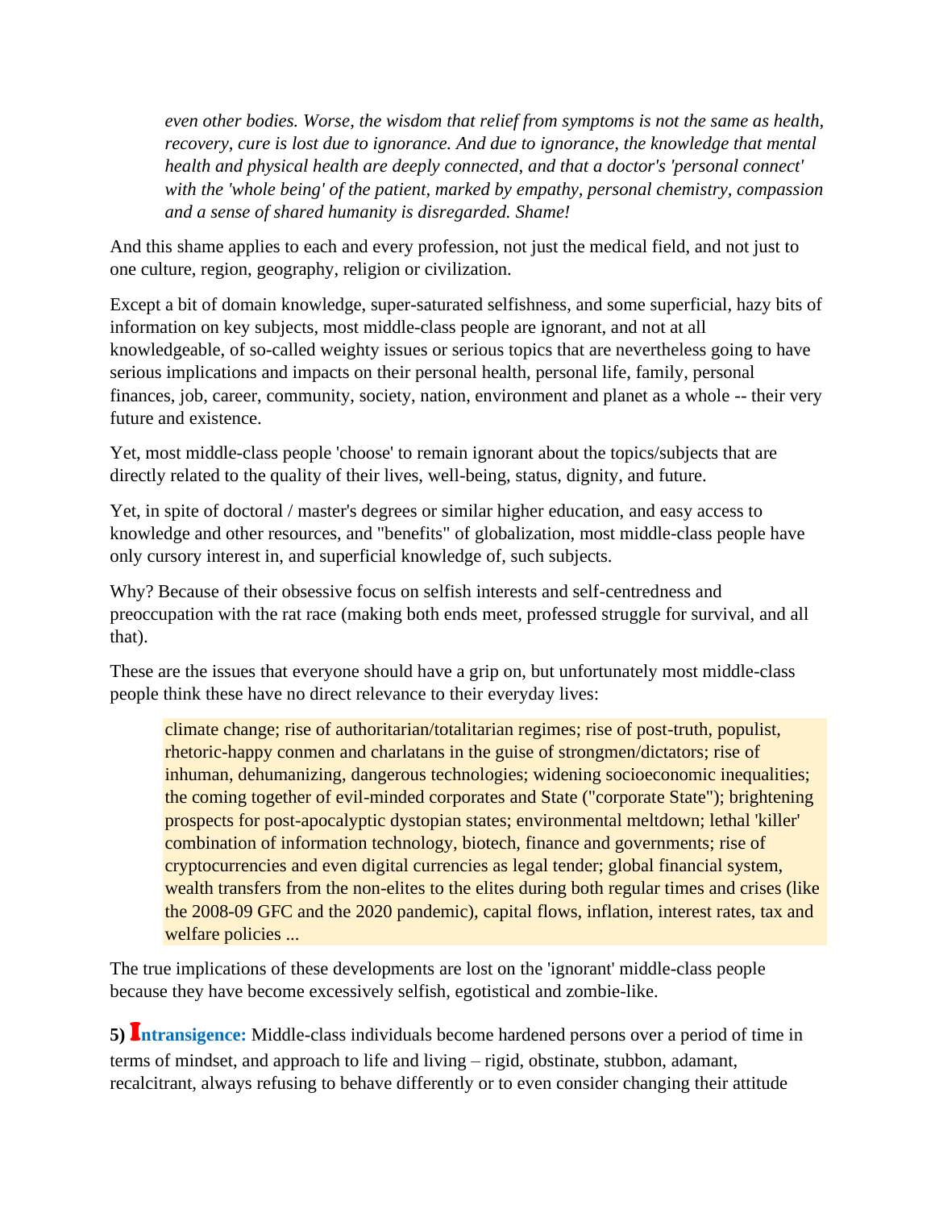> *even other bodies. Worse, the wisdom that relief from symptoms is not the same as health, recovery, cure is lost due to ignorance. And due to ignorance, the knowledge that mental health and physical health are deeply connected, and that a doctor's 'personal connect' with the 'whole being' of the patient, marked by empathy, personal chemistry, compassion and a sense of shared humanity is disregarded. Shame!*

And this shame applies to each and every profession, not just the medical field, and not just to one culture, region, geography, religion or civilization.

Except a bit of domain knowledge, super-saturated selfishness, and some superficial, hazy bits of information on key subjects, most middle-class people are ignorant, and not at all knowledgeable, of so-called weighty issues or serious topics that are nevertheless going to have serious implications and impacts on their personal health, personal life, family, personal finances, job, career, community, society, nation, environment and planet as a whole -- their very future and existence.

Yet, most middle-class people 'choose' to remain ignorant about the topics/subjects that are directly related to the quality of their lives, well-being, status, dignity, and future.

Yet, in spite of doctoral / master's degrees or similar higher education, and easy access to knowledge and other resources, and "benefits" of globalization, most middle-class people have only cursory interest in, and superficial knowledge of, such subjects.

Why? Because of their obsessive focus on selfish interests and self-centredness and preoccupation with the rat race (making both ends meet, professed struggle for survival, and all that).

These are the issues that everyone should have a grip on, but unfortunately most middle-class people think these have no direct relevance to their everyday lives:

> climate change; rise of authoritarian/totalitarian regimes; rise of post-truth, populist, rhetoric-happy conmen and charlatans in the guise of strongmen/dictators; rise of inhuman, dehumanizing, dangerous technologies; widening socioeconomic inequalities; the coming together of evil-minded corporates and State ("corporate State"); brightening prospects for post-apocalyptic dystopian states; environmental meltdown; lethal 'killer' combination of information technology, biotech, finance and governments; rise of cryptocurrencies and even digital currencies as legal tender; global financial system, wealth transfers from the non-elites to the elites during both regular times and crises (like the 2008-09 GFC and the 2020 pandemic), capital flows, inflation, interest rates, tax and welfare policies ...

The true implications of these developments are lost on the 'ignorant' middle-class people because they have become excessively selfish, egotistical and zombie-like.

**5) Intransigence:** Middle-class individuals become hardened persons over a period of time in terms of mindset, and approach to life and living – rigid, obstinate, stubbon, adamant, recalcitrant, always refusing to behave differently or to even consider changing their attitude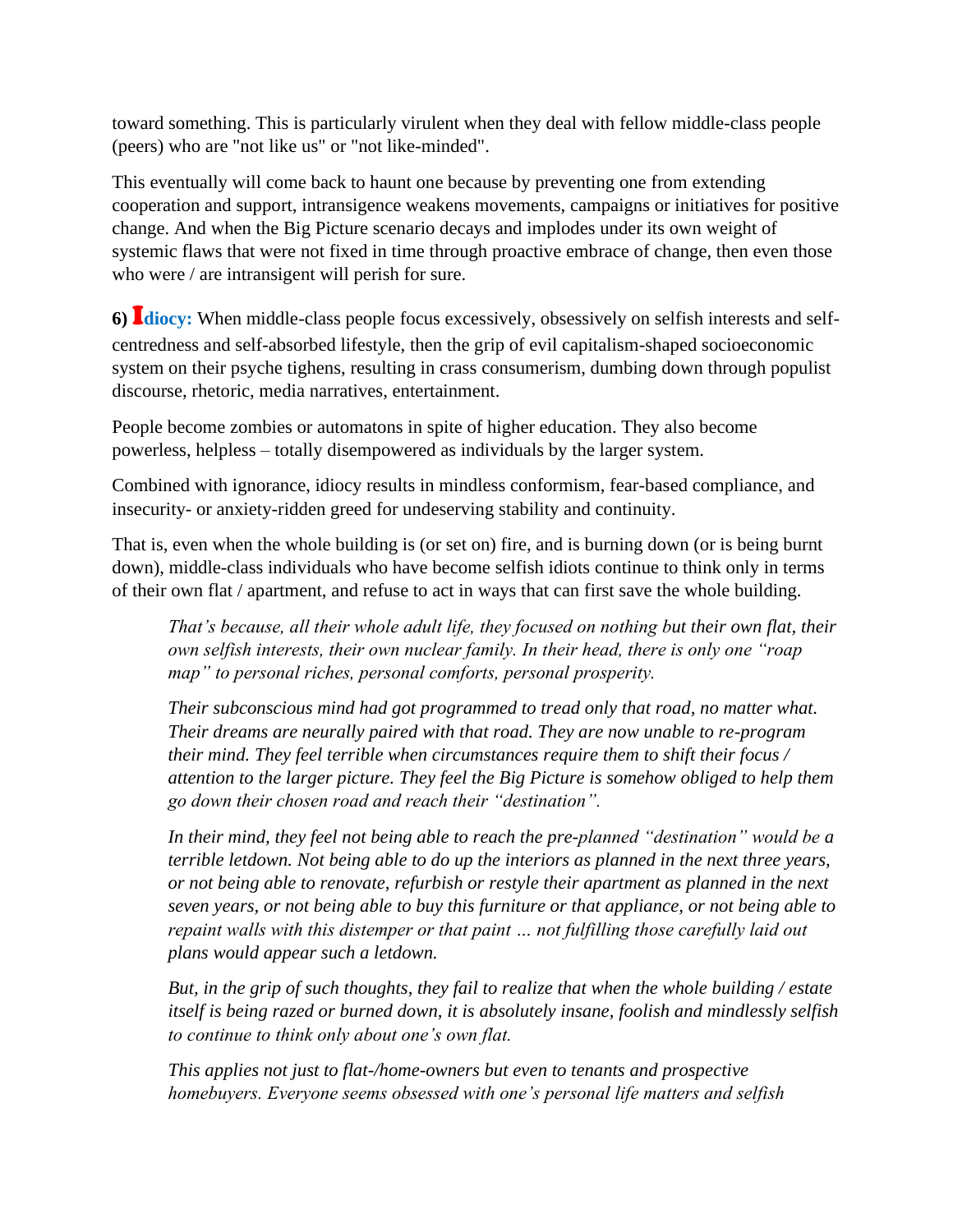toward something. This is particularly virulent when they deal with fellow middle-class people (peers) who are "not like us" or "not like-minded".

This eventually will come back to haunt one because by preventing one from extending cooperation and support, intransigence weakens movements, campaigns or initiatives for positive change. And when the Big Picture scenario decays and implodes under its own weight of systemic flaws that were not fixed in time through proactive embrace of change, then even those who were / are intransigent will perish for sure.

**6) Idiocy:** When middle-class people focus excessively, obsessively on selfish interests and self-centredness and self-absorbed lifestyle, then the grip of evil capitalism-shaped socioeconomic system on their psyche tighens, resulting in crass consumerism, dumbing down through populist discourse, rhetoric, media narratives, entertainment.

People become zombies or automatons in spite of higher education. They also become powerless, helpless – totally disempowered as individuals by the larger system.

Combined with ignorance, idiocy results in mindless conformism, fear-based compliance, and insecurity- or anxiety-ridden greed for undeserving stability and continuity.

That is, even when the whole building is (or set on) fire, and is burning down (or is being burnt down), middle-class individuals who have become selfish idiots continue to think only in terms of their own flat / apartment, and refuse to act in ways that can first save the whole building.

> *That's because, all their whole adult life, they focused on nothing but their own flat, their own selfish interests, their own nuclear family. In their head, there is only one "roap map" to personal riches, personal comforts, personal prosperity.*
>
> *Their subconscious mind had got programmed to tread only that road, no matter what. Their dreams are neurally paired with that road. They are now unable to re-program their mind. They feel terrible when circumstances require them to shift their focus / attention to the larger picture. They feel the Big Picture is somehow obliged to help them go down their chosen road and reach their "destination".*
>
> *In their mind, they feel not being able to reach the pre-planned "destination" would be a terrible letdown. Not being able to do up the interiors as planned in the next three years, or not being able to renovate, refurbish or restyle their apartment as planned in the next seven years, or not being able to buy this furniture or that appliance, or not being able to repaint walls with this distemper or that paint … not fulfilling those carefully laid out plans would appear such a letdown.*
>
> *But, in the grip of such thoughts, they fail to realize that when the whole building / estate itself is being razed or burned down, it is absolutely insane, foolish and mindlessly selfish to continue to think only about one's own flat.*
>
> *This applies not just to flat-/home-owners but even to tenants and prospective homebuyers. Everyone seems obsessed with one's personal life matters and selfish*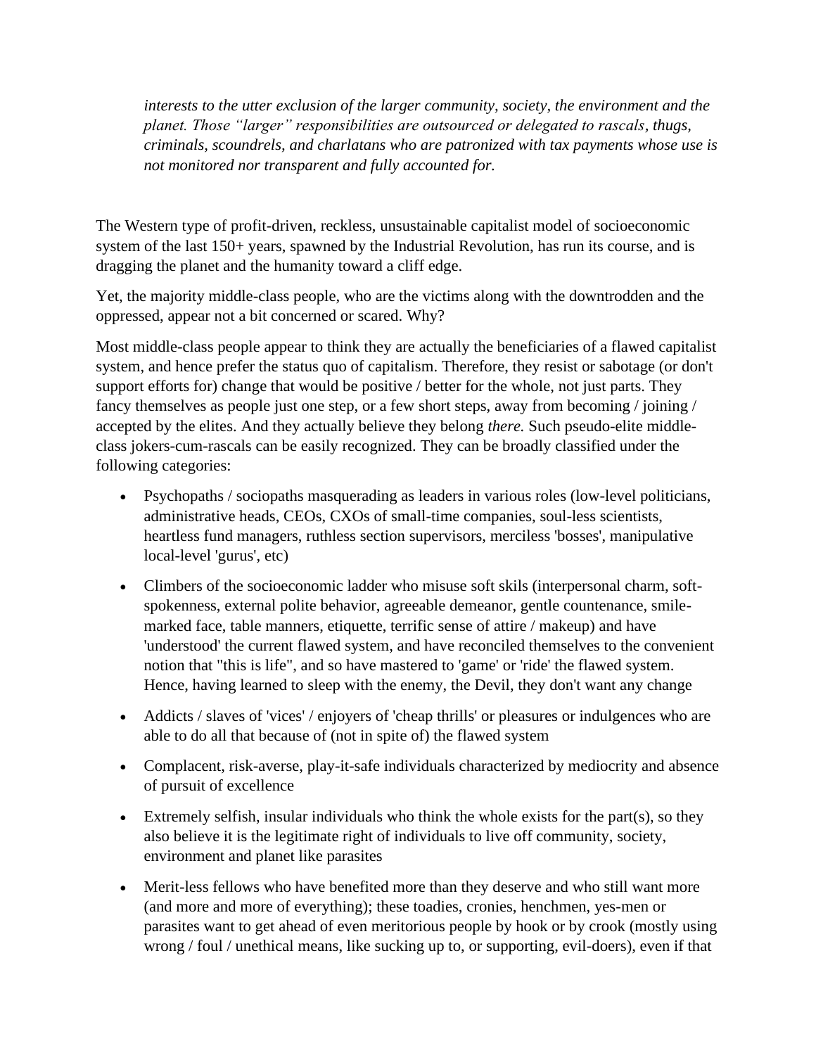> *interests to the utter exclusion of the larger community, society, the environment and the planet. Those "larger" responsibilities are outsourced or delegated to rascals, thugs, criminals, scoundrels, and charlatans who are patronized with tax payments whose use is not monitored nor transparent and fully accounted for.*

The Western type of profit-driven, reckless, unsustainable capitalist model of socioeconomic system of the last 150+ years, spawned by the Industrial Revolution, has run its course, and is dragging the planet and the humanity toward a cliff edge.

Yet, the majority middle-class people, who are the victims along with the downtrodden and the oppressed, appear not a bit concerned or scared. Why?

Most middle-class people appear to think they are actually the beneficiaries of a flawed capitalist system, and hence prefer the status quo of capitalism. Therefore, they resist or sabotage (or don't support efforts for) change that would be positive / better for the whole, not just parts. They fancy themselves as people just one step, or a few short steps, away from becoming / joining / accepted by the elites. And they actually believe they belong *there.* Such pseudo-elite middle-class jokers-cum-rascals can be easily recognized. They can be broadly classified under the following categories:

- Psychopaths / sociopaths masquerading as leaders in various roles (low-level politicians, administrative heads, CEOs, CXOs of small-time companies, soul-less scientists, heartless fund managers, ruthless section supervisors, merciless 'bosses', manipulative local-level 'gurus', etc)
- Climbers of the socioeconomic ladder who misuse soft skils (interpersonal charm, soft-spokenness, external polite behavior, agreeable demeanor, gentle countenance, smile-marked face, table manners, etiquette, terrific sense of attire / makeup) and have 'understood' the current flawed system, and have reconciled themselves to the convenient notion that "this is life", and so have mastered to 'game' or 'ride' the flawed system. Hence, having learned to sleep with the enemy, the Devil, they don't want any change
- Addicts / slaves of 'vices' / enjoyers of 'cheap thrills' or pleasures or indulgences who are able to do all that because of (not in spite of) the flawed system
- Complacent, risk-averse, play-it-safe individuals characterized by mediocrity and absence of pursuit of excellence
- Extremely selfish, insular individuals who think the whole exists for the part(s), so they also believe it is the legitimate right of individuals to live off community, society, environment and planet like parasites
- Merit-less fellows who have benefited more than they deserve and who still want more (and more and more of everything); these toadies, cronies, henchmen, yes-men or parasites want to get ahead of even meritorious people by hook or by crook (mostly using wrong / foul / unethical means, like sucking up to, or supporting, evil-doers), even if that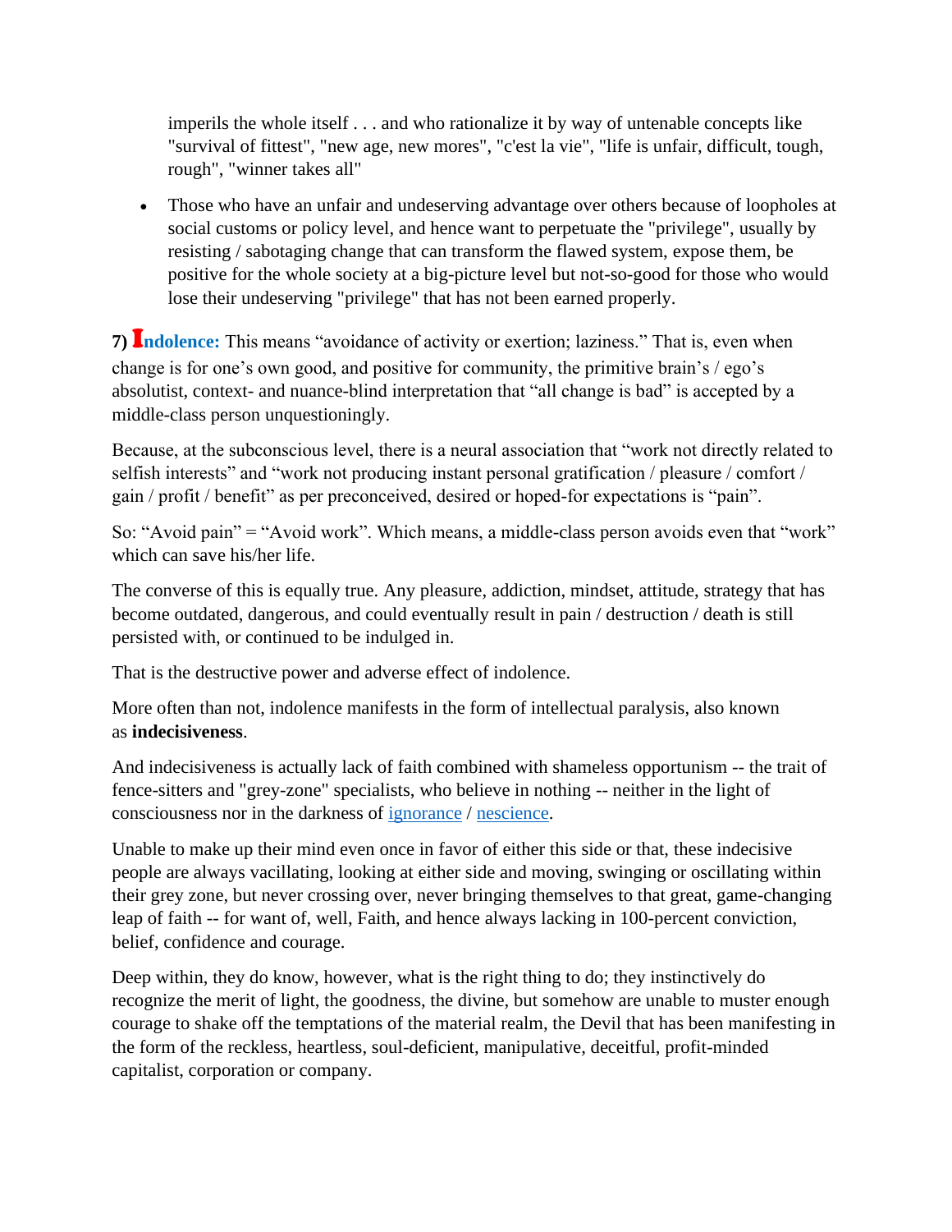imperils the whole itself . . . and who rationalize it by way of untenable concepts like "survival of fittest", "new age, new mores", "c'est la vie", "life is unfair, difficult, tough, rough", "winner takes all"

- Those who have an unfair and undeserving advantage over others because of loopholes at social customs or policy level, and hence want to perpetuate the "privilege", usually by resisting / sabotaging change that can transform the flawed system, expose them, be positive for the whole society at a big-picture level but not-so-good for those who would lose their undeserving "privilege" that has not been earned properly.

**7) Indolence:** This means "avoidance of activity or exertion; laziness." That is, even when change is for one's own good, and positive for community, the primitive brain's / ego's absolutist, context- and nuance-blind interpretation that "all change is bad" is accepted by a middle-class person unquestioningly.

Because, at the subconscious level, there is a neural association that "work not directly related to selfish interests" and "work not producing instant personal gratification / pleasure / comfort / gain / profit / benefit" as per preconceived, desired or hoped-for expectations is "pain".

So: "Avoid pain" = "Avoid work". Which means, a middle-class person avoids even that "work" which can save his/her life.

The converse of this is equally true. Any pleasure, addiction, mindset, attitude, strategy that has become outdated, dangerous, and could eventually result in pain / destruction / death is still persisted with, or continued to be indulged in.

That is the destructive power and adverse effect of indolence.

More often than not, indolence manifests in the form of intellectual paralysis, also known as **indecisiveness**.

And indecisiveness is actually lack of faith combined with shameless opportunism -- the trait of fence-sitters and "grey-zone" specialists, who believe in nothing -- neither in the light of consciousness nor in the darkness of ignorance / nescience.

Unable to make up their mind even once in favor of either this side or that, these indecisive people are always vacillating, looking at either side and moving, swinging or oscillating within their grey zone, but never crossing over, never bringing themselves to that great, game-changing leap of faith -- for want of, well, Faith, and hence always lacking in 100-percent conviction, belief, confidence and courage.

Deep within, they do know, however, what is the right thing to do; they instinctively do recognize the merit of light, the goodness, the divine, but somehow are unable to muster enough courage to shake off the temptations of the material realm, the Devil that has been manifesting in the form of the reckless, heartless, soul-deficient, manipulative, deceitful, profit-minded capitalist, corporation or company.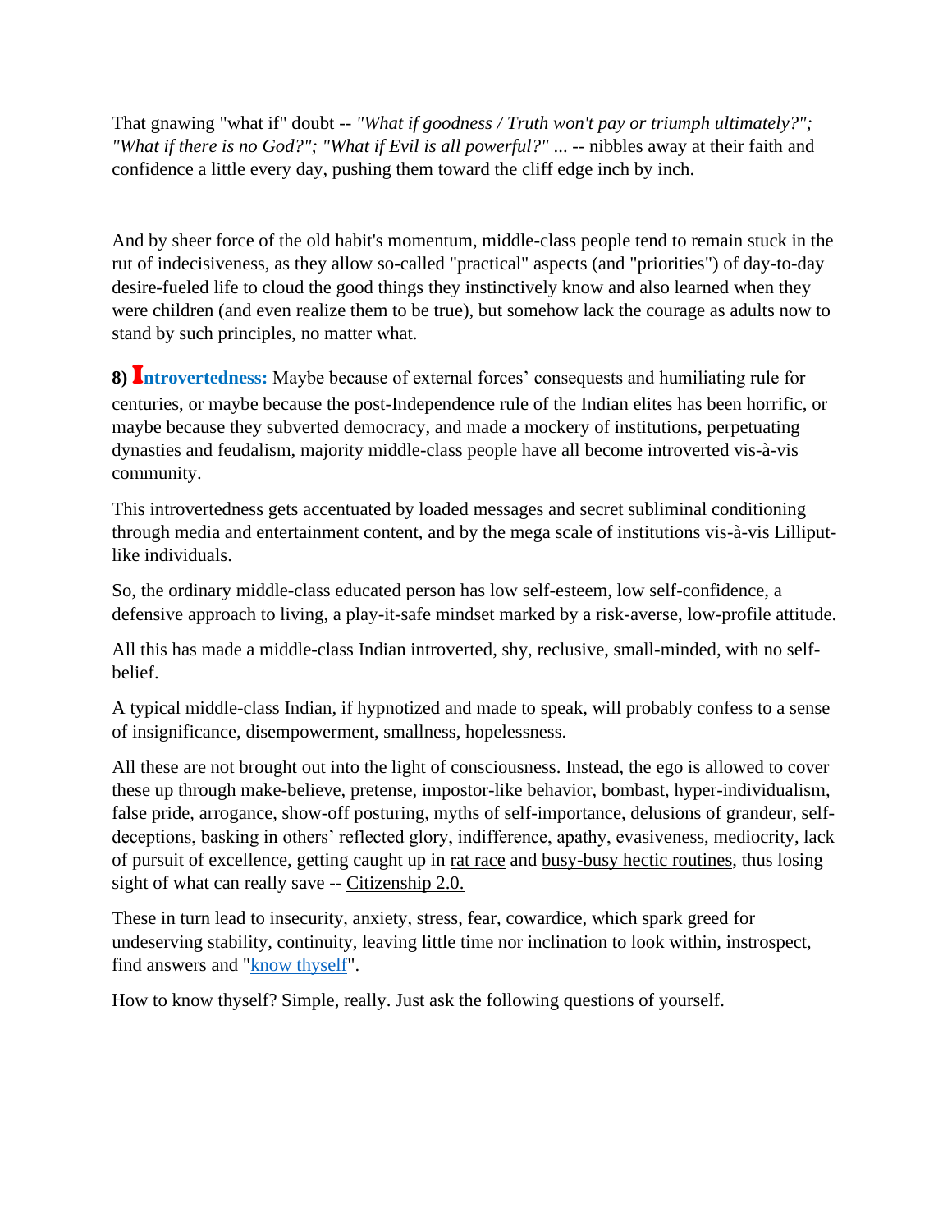That gnawing "what if" doubt -- *"What if goodness / Truth won't pay or triumph ultimately?"; "What if there is no God?"; "What if Evil is all powerful?" ...* -- nibbles away at their faith and confidence a little every day, pushing them toward the cliff edge inch by inch.

And by sheer force of the old habit's momentum, middle-class people tend to remain stuck in the rut of indecisiveness, as they allow so-called "practical" aspects (and "priorities") of day-to-day desire-fueled life to cloud the good things they instinctively know and also learned when they were children (and even realize them to be true), but somehow lack the courage as adults now to stand by such principles, no matter what.

**8) Introvertedness:** Maybe because of external forces' consequests and humiliating rule for centuries, or maybe because the post-Independence rule of the Indian elites has been horrific, or maybe because they subverted democracy, and made a mockery of institutions, perpetuating dynasties and feudalism, majority middle-class people have all become introverted vis-à-vis community.

This introvertedness gets accentuated by loaded messages and secret subliminal conditioning through media and entertainment content, and by the mega scale of institutions vis-à-vis Lilliput-like individuals.

So, the ordinary middle-class educated person has low self-esteem, low self-confidence, a defensive approach to living, a play-it-safe mindset marked by a risk-averse, low-profile attitude.

All this has made a middle-class Indian introverted, shy, reclusive, small-minded, with no self-belief.

A typical middle-class Indian, if hypnotized and made to speak, will probably confess to a sense of insignificance, disempowerment, smallness, hopelessness.

All these are not brought out into the light of consciousness. Instead, the ego is allowed to cover these up through make-believe, pretense, impostor-like behavior, bombast, hyper-individualism, false pride, arrogance, show-off posturing, myths of self-importance, delusions of grandeur, self-deceptions, basking in others' reflected glory, indifference, apathy, evasiveness, mediocrity, lack of pursuit of excellence, getting caught up in rat race and busy-busy hectic routines, thus losing sight of what can really save -- Citizenship 2.0.

These in turn lead to insecurity, anxiety, stress, fear, cowardice, which spark greed for undeserving stability, continuity, leaving little time nor inclination to look within, instrospect, find answers and "know thyself".

How to know thyself? Simple, really. Just ask the following questions of yourself.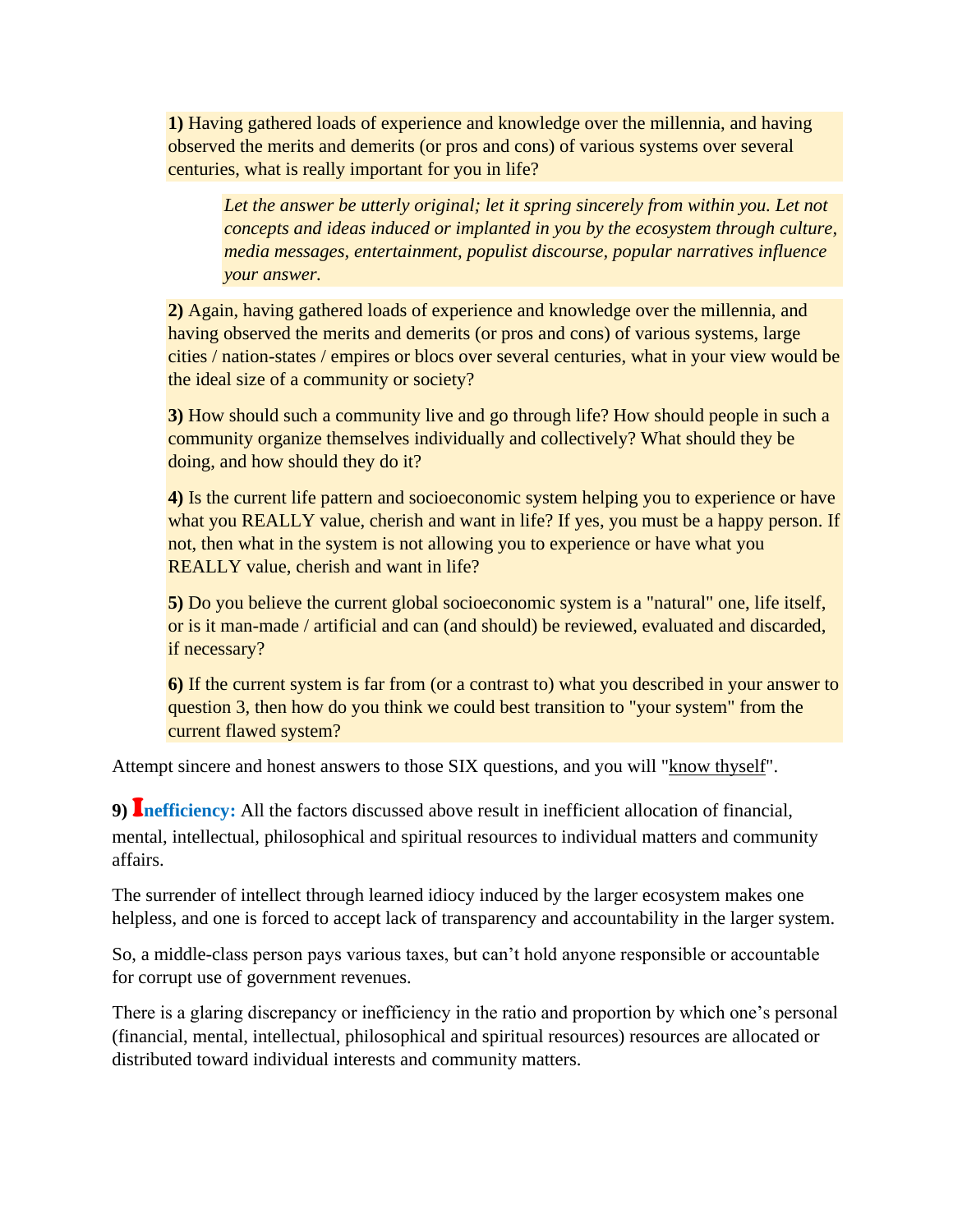**1)** Having gathered loads of experience and knowledge over the millennia, and having observed the merits and demerits (or pros and cons) of various systems over several centuries, what is really important for you in life?

> *Let the answer be utterly original; let it spring sincerely from within you. Let not concepts and ideas induced or implanted in you by the ecosystem through culture, media messages, entertainment, populist discourse, popular narratives influence your answer.*

**2)** Again, having gathered loads of experience and knowledge over the millennia, and having observed the merits and demerits (or pros and cons) of various systems, large cities / nation-states / empires or blocs over several centuries, what in your view would be the ideal size of a community or society?

**3)** How should such a community live and go through life? How should people in such a community organize themselves individually and collectively? What should they be doing, and how should they do it?

**4)** Is the current life pattern and socioeconomic system helping you to experience or have what you REALLY value, cherish and want in life? If yes, you must be a happy person. If not, then what in the system is not allowing you to experience or have what you REALLY value, cherish and want in life?

**5)** Do you believe the current global socioeconomic system is a "natural" one, life itself, or is it man-made / artificial and can (and should) be reviewed, evaluated and discarded, if necessary?

**6)** If the current system is far from (or a contrast to) what you described in your answer to question 3, then how do you think we could best transition to "your system" from the current flawed system?

Attempt sincere and honest answers to those SIX questions, and you will "know thyself".

**9) Inefficiency:** All the factors discussed above result in inefficient allocation of financial, mental, intellectual, philosophical and spiritual resources to individual matters and community affairs.

The surrender of intellect through learned idiocy induced by the larger ecosystem makes one helpless, and one is forced to accept lack of transparency and accountability in the larger system.

So, a middle-class person pays various taxes, but can't hold anyone responsible or accountable for corrupt use of government revenues.

There is a glaring discrepancy or inefficiency in the ratio and proportion by which one's personal (financial, mental, intellectual, philosophical and spiritual resources) resources are allocated or distributed toward individual interests and community matters.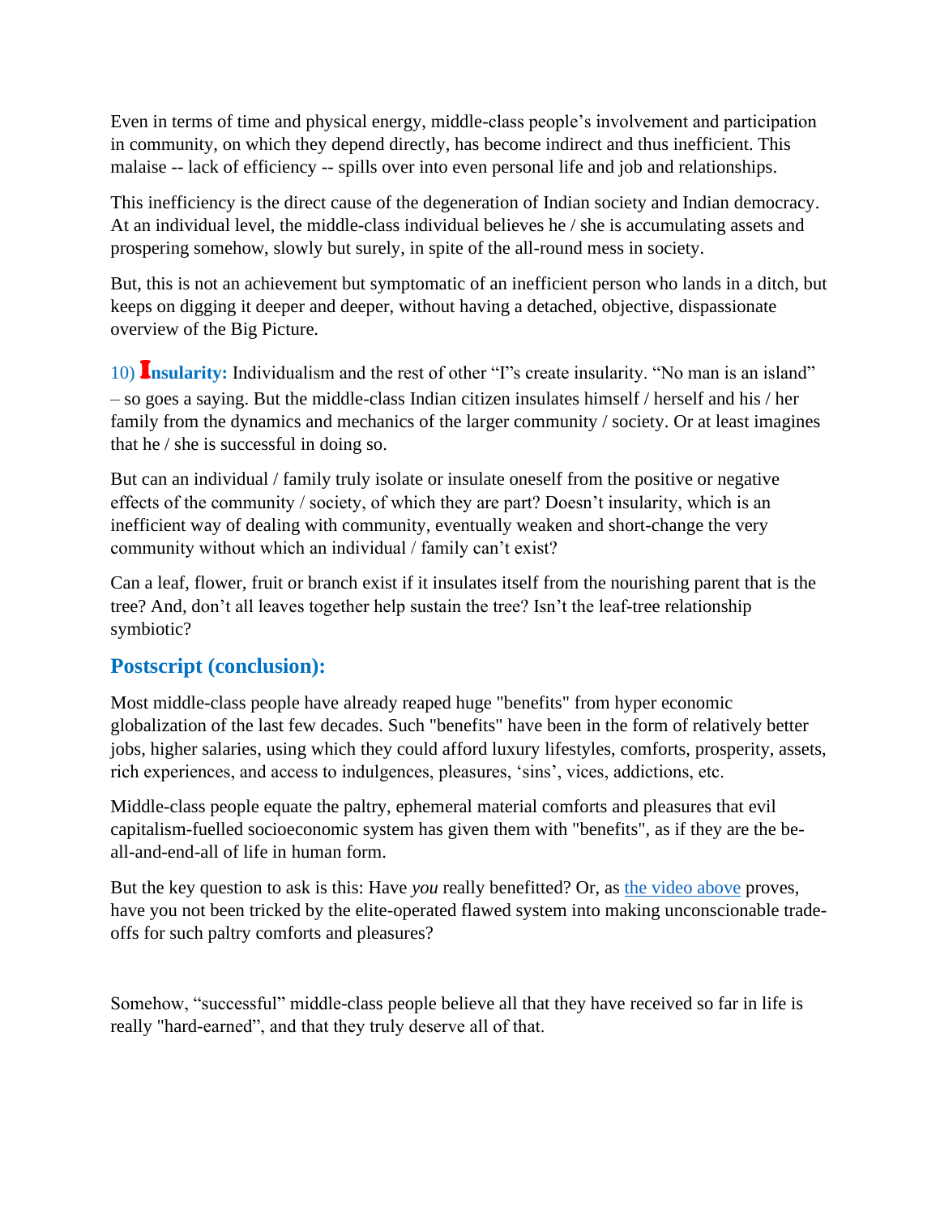Even in terms of time and physical energy, middle-class people's involvement and participation in community, on which they depend directly, has become indirect and thus inefficient. This malaise -- lack of efficiency -- spills over into even personal life and job and relationships.

This inefficiency is the direct cause of the degeneration of Indian society and Indian democracy. At an individual level, the middle-class individual believes he / she is accumulating assets and prospering somehow, slowly but surely, in spite of the all-round mess in society.

But, this is not an achievement but symptomatic of an inefficient person who lands in a ditch, but keeps on digging it deeper and deeper, without having a detached, objective, dispassionate overview of the Big Picture.

10) **Insularity:** Individualism and the rest of other "I"s create insularity. "No man is an island" – so goes a saying. But the middle-class Indian citizen insulates himself / herself and his / her family from the dynamics and mechanics of the larger community / society. Or at least imagines that he / she is successful in doing so.

But can an individual / family truly isolate or insulate oneself from the positive or negative effects of the community / society, of which they are part? Doesn't insularity, which is an inefficient way of dealing with community, eventually weaken and short-change the very community without which an individual / family can't exist?

Can a leaf, flower, fruit or branch exist if it insulates itself from the nourishing parent that is the tree? And, don't all leaves together help sustain the tree? Isn't the leaf-tree relationship symbiotic?

## Postscript (conclusion):

Most middle-class people have already reaped huge "benefits" from hyper economic globalization of the last few decades. Such "benefits" have been in the form of relatively better jobs, higher salaries, using which they could afford luxury lifestyles, comforts, prosperity, assets, rich experiences, and access to indulgences, pleasures, 'sins', vices, addictions, etc.

Middle-class people equate the paltry, ephemeral material comforts and pleasures that evil capitalism-fuelled socioeconomic system has given them with "benefits", as if they are the be-all-and-end-all of life in human form.

But the key question to ask is this: Have *you* really benefitted? Or, as the video above proves, have you not been tricked by the elite-operated flawed system into making unconscionable trade-offs for such paltry comforts and pleasures?

Somehow, "successful" middle-class people believe all that they have received so far in life is really "hard-earned", and that they truly deserve all of that.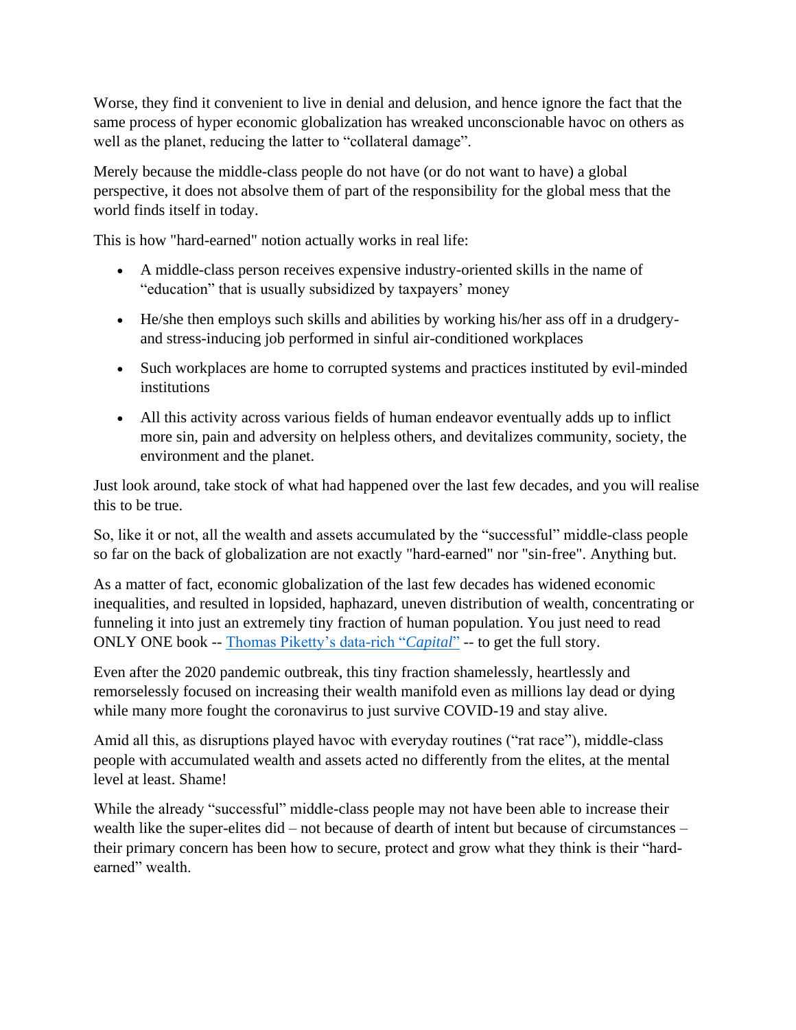Worse, they find it convenient to live in denial and delusion, and hence ignore the fact that the same process of hyper economic globalization has wreaked unconscionable havoc on others as well as the planet, reducing the latter to "collateral damage".

Merely because the middle-class people do not have (or do not want to have) a global perspective, it does not absolve them of part of the responsibility for the global mess that the world finds itself in today.

This is how "hard-earned" notion actually works in real life:

- A middle-class person receives expensive industry-oriented skills in the name of "education" that is usually subsidized by taxpayers' money
- He/she then employs such skills and abilities by working his/her ass off in a drudgery- and stress-inducing job performed in sinful air-conditioned workplaces
- Such workplaces are home to corrupted systems and practices instituted by evil-minded institutions
- All this activity across various fields of human endeavor eventually adds up to inflict more sin, pain and adversity on helpless others, and devitalizes community, society, the environment and the planet.

Just look around, take stock of what had happened over the last few decades, and you will realise this to be true.

So, like it or not, all the wealth and assets accumulated by the "successful" middle-class people so far on the back of globalization are not exactly "hard-earned" nor "sin-free". Anything but.

As a matter of fact, economic globalization of the last few decades has widened economic inequalities, and resulted in lopsided, haphazard, uneven distribution of wealth, concentrating or funneling it into just an extremely tiny fraction of human population. You just need to read ONLY ONE book -- Thomas Piketty's data-rich "*Capital*" -- to get the full story.

Even after the 2020 pandemic outbreak, this tiny fraction shamelessly, heartlessly and remorselessly focused on increasing their wealth manifold even as millions lay dead or dying while many more fought the coronavirus to just survive COVID-19 and stay alive.

Amid all this, as disruptions played havoc with everyday routines ("rat race"), middle-class people with accumulated wealth and assets acted no differently from the elites, at the mental level at least. Shame!

While the already "successful" middle-class people may not have been able to increase their wealth like the super-elites did – not because of dearth of intent but because of circumstances – their primary concern has been how to secure, protect and grow what they think is their "hard-earned" wealth.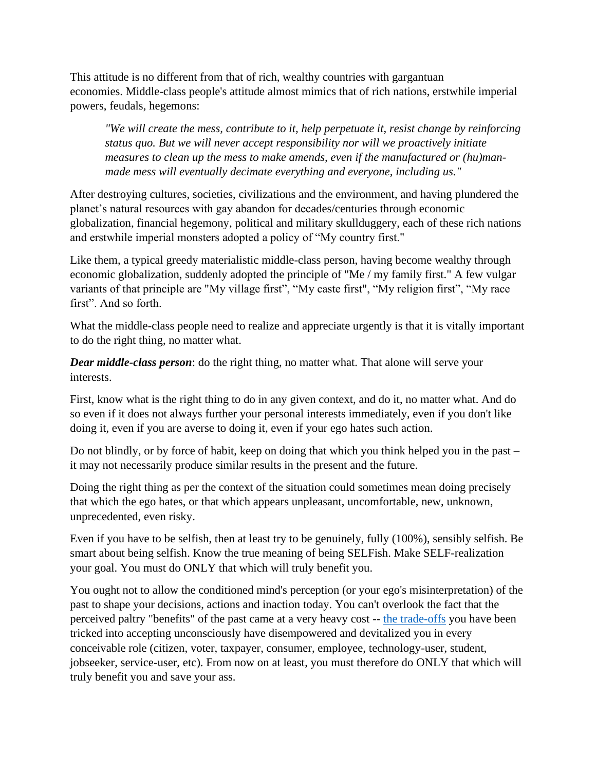This attitude is no different from that of rich, wealthy countries with gargantuan economies. Middle-class people's attitude almost mimics that of rich nations, erstwhile imperial powers, feudals, hegemons:

> *"We will create the mess, contribute to it, help perpetuate it, resist change by reinforcing status quo. But we will never accept responsibility nor will we proactively initiate measures to clean up the mess to make amends, even if the manufactured or (hu)man-made mess will eventually decimate everything and everyone, including us."*

After destroying cultures, societies, civilizations and the environment, and having plundered the planet's natural resources with gay abandon for decades/centuries through economic globalization, financial hegemony, political and military skullduggery, each of these rich nations and erstwhile imperial monsters adopted a policy of "My country first."

Like them, a typical greedy materialistic middle-class person, having become wealthy through economic globalization, suddenly adopted the principle of "Me / my family first." A few vulgar variants of that principle are "My village first", "My caste first", "My religion first", "My race first". And so forth.

What the middle-class people need to realize and appreciate urgently is that it is vitally important to do the right thing, no matter what.

***Dear middle-class person***: do the right thing, no matter what. That alone will serve your interests.

First, know what is the right thing to do in any given context, and do it, no matter what. And do so even if it does not always further your personal interests immediately, even if you don't like doing it, even if you are averse to doing it, even if your ego hates such action.

Do not blindly, or by force of habit, keep on doing that which you think helped you in the past – it may not necessarily produce similar results in the present and the future.

Doing the right thing as per the context of the situation could sometimes mean doing precisely that which the ego hates, or that which appears unpleasant, uncomfortable, new, unknown, unprecedented, even risky.

Even if you have to be selfish, then at least try to be genuinely, fully (100%), sensibly selfish. Be smart about being selfish. Know the true meaning of being SELFish. Make SELF-realization your goal. You must do ONLY that which will truly benefit you.

You ought not to allow the conditioned mind's perception (or your ego's misinterpretation) of the past to shape your decisions, actions and inaction today. You can't overlook the fact that the perceived paltry "benefits" of the past came at a very heavy cost -- the trade-offs you have been tricked into accepting unconsciously have disempowered and devitalized you in every conceivable role (citizen, voter, taxpayer, consumer, employee, technology-user, student, jobseeker, service-user, etc). From now on at least, you must therefore do ONLY that which will truly benefit you and save your ass.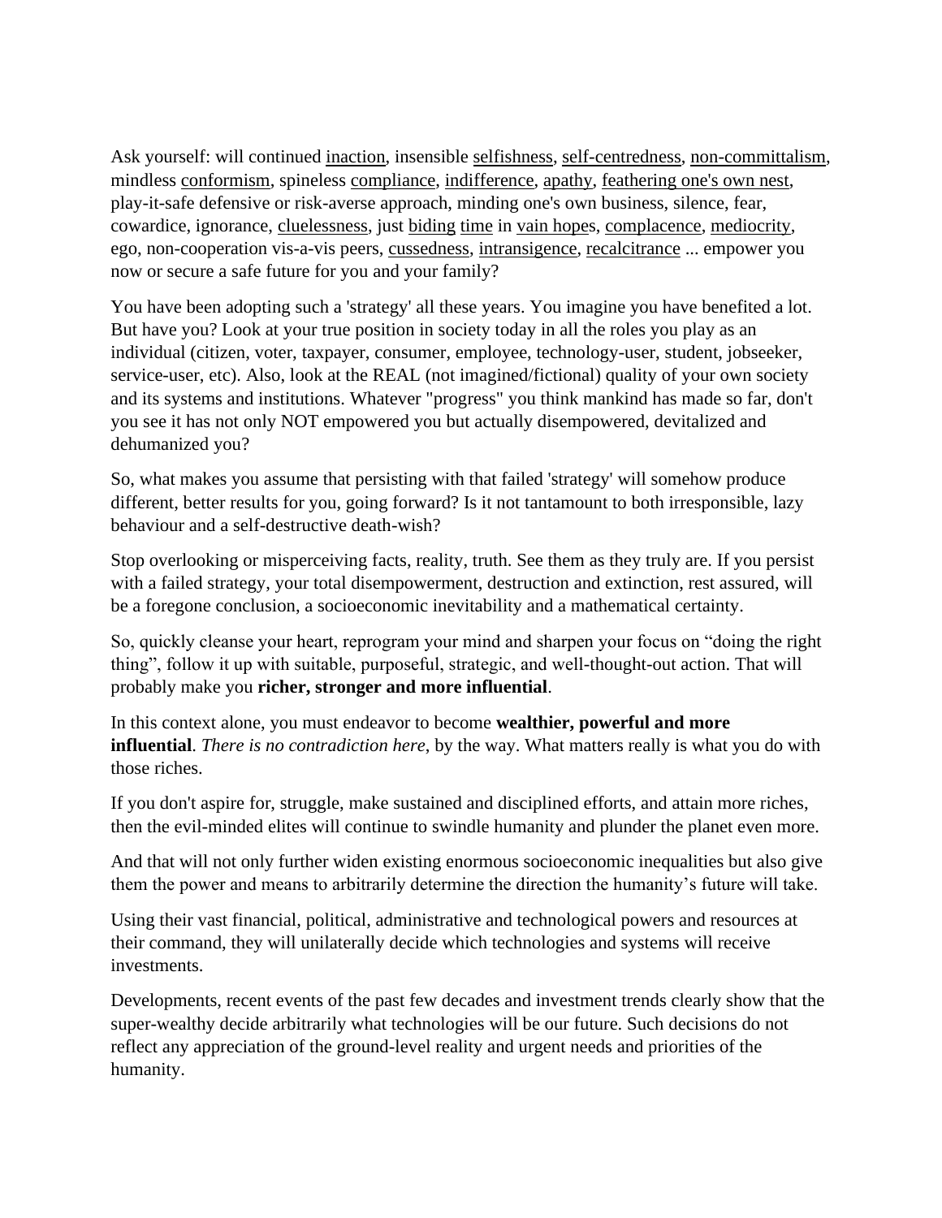Ask yourself: will continued inaction, insensible selfishness, self-centredness, non-committalism, mindless conformism, spineless compliance, indifference, apathy, feathering one's own nest, play-it-safe defensive or risk-averse approach, minding one's own business, silence, fear, cowardice, ignorance, cluelessness, just biding time in vain hopes, complacence, mediocrity, ego, non-cooperation vis-a-vis peers, cussedness, intransigence, recalcitrance ... empower you now or secure a safe future for you and your family?

You have been adopting such a 'strategy' all these years. You imagine you have benefited a lot. But have you? Look at your true position in society today in all the roles you play as an individual (citizen, voter, taxpayer, consumer, employee, technology-user, student, jobseeker, service-user, etc). Also, look at the REAL (not imagined/fictional) quality of your own society and its systems and institutions. Whatever "progress" you think mankind has made so far, don't you see it has not only NOT empowered you but actually disempowered, devitalized and dehumanized you?

So, what makes you assume that persisting with that failed 'strategy' will somehow produce different, better results for you, going forward? Is it not tantamount to both irresponsible, lazy behaviour and a self-destructive death-wish?

Stop overlooking or misperceiving facts, reality, truth. See them as they truly are. If you persist with a failed strategy, your total disempowerment, destruction and extinction, rest assured, will be a foregone conclusion, a socioeconomic inevitability and a mathematical certainty.

So, quickly cleanse your heart, reprogram your mind and sharpen your focus on "doing the right thing", follow it up with suitable, purposeful, strategic, and well-thought-out action. That will probably make you **richer, stronger and more influential**.

In this context alone, you must endeavor to become **wealthier, powerful and more influential**. *There is no contradiction here*, by the way. What matters really is what you do with those riches.

If you don't aspire for, struggle, make sustained and disciplined efforts, and attain more riches, then the evil-minded elites will continue to swindle humanity and plunder the planet even more.

And that will not only further widen existing enormous socioeconomic inequalities but also give them the power and means to arbitrarily determine the direction the humanity's future will take.

Using their vast financial, political, administrative and technological powers and resources at their command, they will unilaterally decide which technologies and systems will receive investments.

Developments, recent events of the past few decades and investment trends clearly show that the super-wealthy decide arbitrarily what technologies will be our future. Such decisions do not reflect any appreciation of the ground-level reality and urgent needs and priorities of the humanity.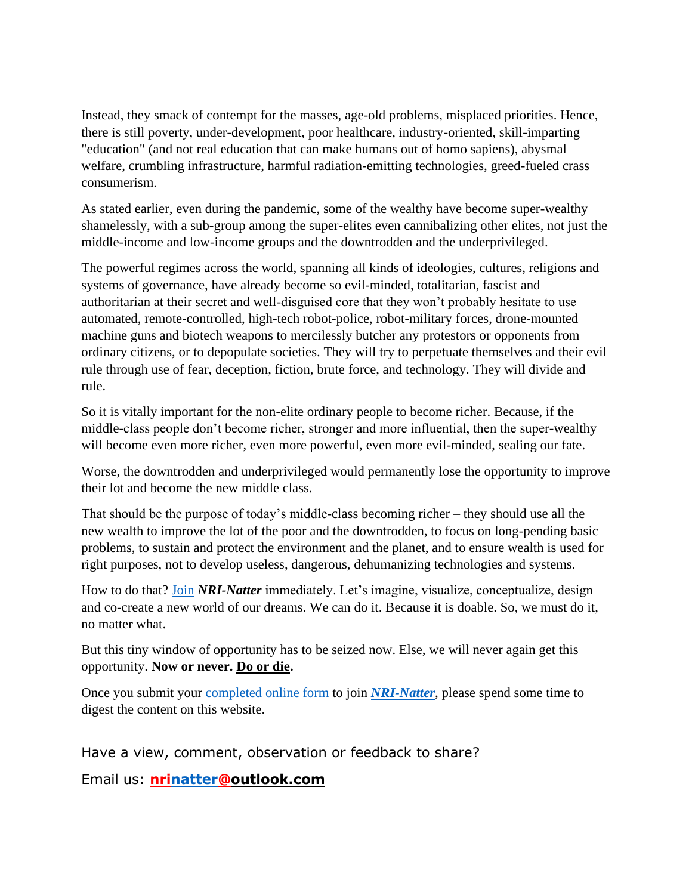Instead, they smack of contempt for the masses, age-old problems, misplaced priorities. Hence, there is still poverty, under-development, poor healthcare, industry-oriented, skill-imparting "education" (and not real education that can make humans out of homo sapiens), abysmal welfare, crumbling infrastructure, harmful radiation-emitting technologies, greed-fueled crass consumerism.

As stated earlier, even during the pandemic, some of the wealthy have become super-wealthy shamelessly, with a sub-group among the super-elites even cannibalizing other elites, not just the middle-income and low-income groups and the downtrodden and the underprivileged.

The powerful regimes across the world, spanning all kinds of ideologies, cultures, religions and systems of governance, have already become so evil-minded, totalitarian, fascist and authoritarian at their secret and well-disguised core that they won't probably hesitate to use automated, remote-controlled, high-tech robot-police, robot-military forces, drone-mounted machine guns and biotech weapons to mercilessly butcher any protestors or opponents from ordinary citizens, or to depopulate societies. They will try to perpetuate themselves and their evil rule through use of fear, deception, fiction, brute force, and technology. They will divide and rule.

So it is vitally important for the non-elite ordinary people to become richer. Because, if the middle-class people don't become richer, stronger and more influential, then the super-wealthy will become even more richer, even more powerful, even more evil-minded, sealing our fate.

Worse, the downtrodden and underprivileged would permanently lose the opportunity to improve their lot and become the new middle class.

That should be the purpose of today's middle-class becoming richer – they should use all the new wealth to improve the lot of the poor and the downtrodden, to focus on long-pending basic problems, to sustain and protect the environment and the planet, and to ensure wealth is used for right purposes, not to develop useless, dangerous, dehumanizing technologies and systems.

How to do that? Join ***NRI-Natter*** immediately. Let's imagine, visualize, conceptualize, design and co-create a new world of our dreams. We can do it. Because it is doable. So, we must do it, no matter what.

But this tiny window of opportunity has to be seized now. Else, we will never again get this opportunity. **Now or never. Do or die.**

Once you submit your completed online form to join ***NRI-Natter***, please spend some time to digest the content on this website.

Have a view, comment, observation or feedback to share?

Email us: **nrinatter@outlook.com**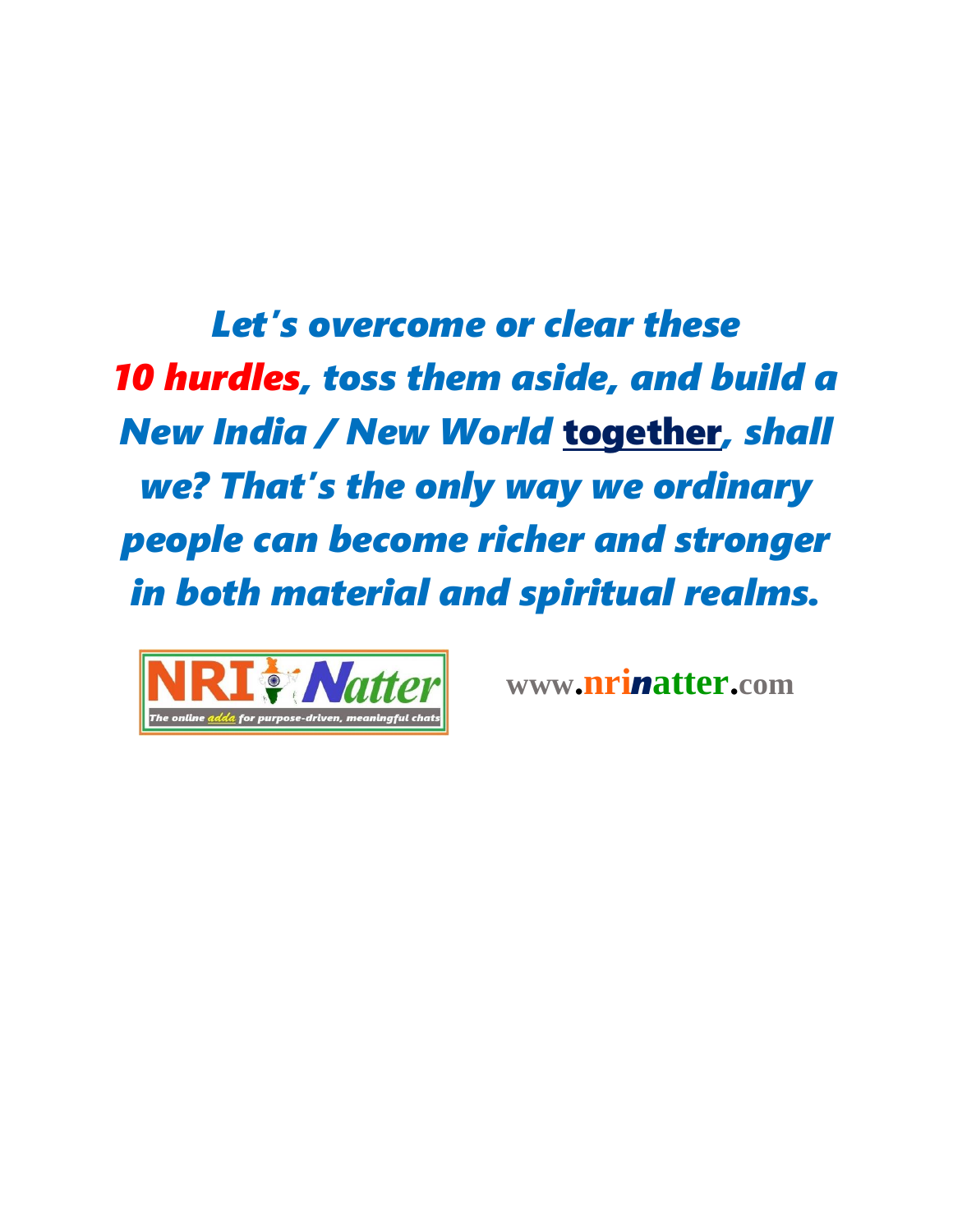***Let's overcome or clear these 10 hurdles, toss them aside, and build a New India / New World together, shall we? That's the only way we ordinary people can become richer and stronger in both material and spiritual realms.***

NRI Natter
The online *adda* for purpose-driven, meaningful chats

**www.nrinatter.com**